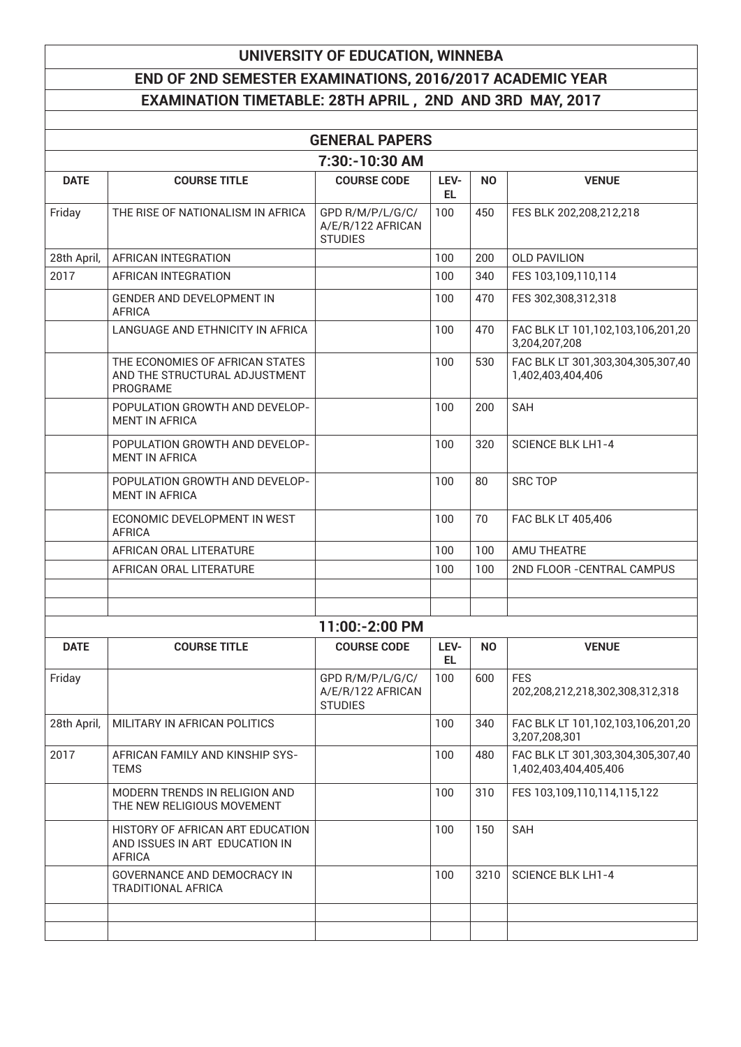# UNIVERSITY OF EDUCATION, WINNEBA

## END OF 2ND SEMESTER EXAMINATIONS, 2016/2017 ACADEMIC YEAR

## EXAMINATION TIMETABLE: 28TH APRIL , 2ND AND 3RD MAY, 2017

### GENERAL PAPERS

#### 7:30:-10:30 AM

| DATE | COURSE TITLE | COURSE CODE | LEVEL | NO | VENUE |
|---|---|---|---|---|---|
| Friday | THE RISE OF NATIONALISM IN AFRICA | GPD R/M/P/L/G/C/ A/E/R/122 AFRICAN STUDIES | 100 | 450 | FES BLK 202,208,212,218 |
| 28th April, | AFRICAN INTEGRATION | | 100 | 200 | OLD PAVILION |
| 2017 | AFRICAN INTEGRATION | | 100 | 340 | FES 103,109,110,114 |
| | GENDER AND DEVELOPMENT IN AFRICA | | 100 | 470 | FES 302,308,312,318 |
| | LANGUAGE AND ETHNICITY IN AFRICA | | 100 | 470 | FAC BLK LT 101,102,103,106,201,203,204,207,208 |
| | THE ECONOMIES OF AFRICAN STATES AND THE STRUCTURAL ADJUSTMENT PROGRAME | | 100 | 530 | FAC BLK LT 301,303,304,305,307,401,402,403,404,406 |
| | POPULATION GROWTH AND DEVELOPMENT IN AFRICA | | 100 | 200 | SAH |
| | POPULATION GROWTH AND DEVELOPMENT IN AFRICA | | 100 | 320 | SCIENCE BLK LH1-4 |
| | POPULATION GROWTH AND DEVELOPMENT IN AFRICA | | 100 | 80 | SRC TOP |
| | ECONOMIC DEVELOPMENT IN WEST AFRICA | | 100 | 70 | FAC BLK LT 405,406 |
| | AFRICAN ORAL LITERATURE | | 100 | 100 | AMU THEATRE |
| | AFRICAN ORAL LITERATURE | | 100 | 100 | 2ND FLOOR -CENTRAL CAMPUS |
| | | | | | |
| | | | | | |

#### 11:00:-2:00 PM

| DATE | COURSE TITLE | COURSE CODE | LEVEL | NO | VENUE |
|---|---|---|---|---|---|
| Friday | | GPD R/M/P/L/G/C/ A/E/R/122 AFRICAN STUDIES | 100 | 600 | FES 202,208,212,218,302,308,312,318 |
| 28th April, | MILITARY IN AFRICAN POLITICS | | 100 | 340 | FAC BLK LT 101,102,103,106,201,203,207,208,301 |
| 2017 | AFRICAN FAMILY AND KINSHIP SYSTEMS | | 100 | 480 | FAC BLK LT 301,303,304,305,307,401,402,403,404,405,406 |
| | MODERN TRENDS IN RELIGION AND THE NEW RELIGIOUS MOVEMENT | | 100 | 310 | FES 103,109,110,114,115,122 |
| | HISTORY OF AFRICAN ART EDUCATION AND ISSUES IN ART EDUCATION IN AFRICA | | 100 | 150 | SAH |
| | GOVERNANCE AND DEMOCRACY IN TRADITIONAL AFRICA | | 100 | 3210 | SCIENCE BLK LH1-4 |
| | | | | | |
| | | | | | |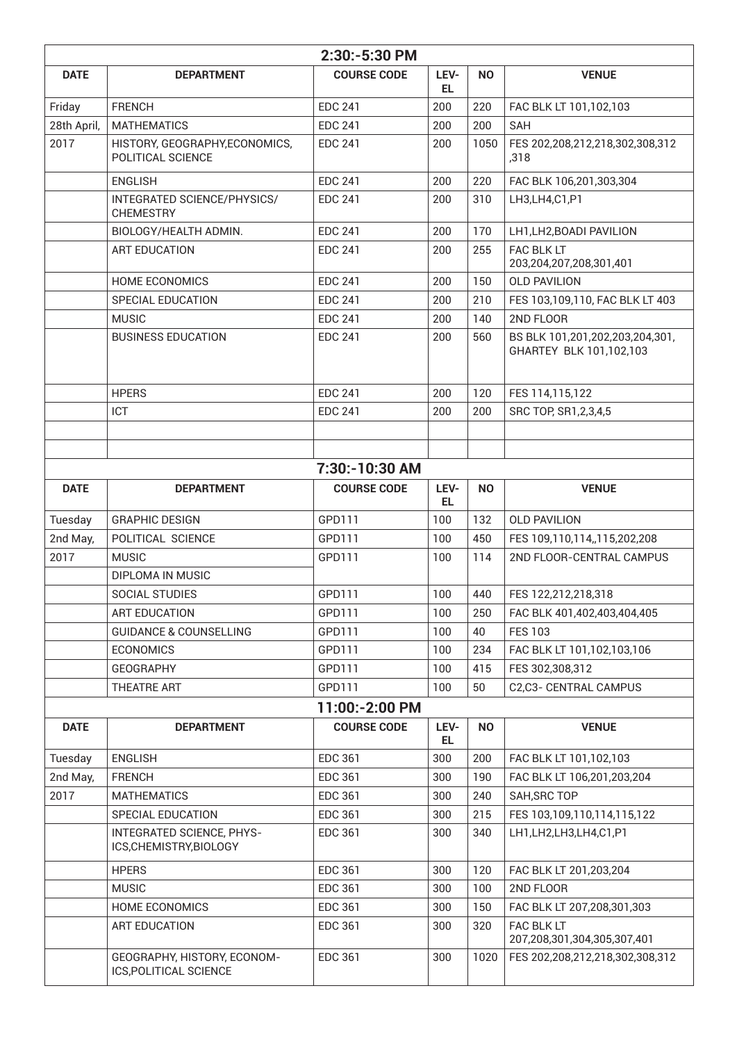| 2:30:-5:30 PM | | | | | |
|---|---|---|---|---|---|
| **DATE** | **DEPARTMENT** | **COURSE CODE** | **LEVEL** | **NO** | **VENUE** |
| Friday | FRENCH | EDC 241 | 200 | 220 | FAC BLK LT 101,102,103 |
| 28th April, | MATHEMATICS | EDC 241 | 200 | 200 | SAH |
| 2017 | HISTORY, GEOGRAPHY,ECONOMICS, POLITICAL SCIENCE | EDC 241 | 200 | 1050 | FES 202,208,212,218,302,308,312 ,318 |
| | ENGLISH | EDC 241 | 200 | 220 | FAC BLK 106,201,303,304 |
| | INTEGRATED SCIENCE/PHYSICS/ CHEMESTRY | EDC 241 | 200 | 310 | LH3,LH4,C1,P1 |
| | BIOLOGY/HEALTH ADMIN. | EDC 241 | 200 | 170 | LH1,LH2,BOADI PAVILION |
| | ART EDUCATION | EDC 241 | 200 | 255 | FAC BLK LT 203,204,207,208,301,401 |
| | HOME ECONOMICS | EDC 241 | 200 | 150 | OLD PAVILION |
| | SPECIAL EDUCATION | EDC 241 | 200 | 210 | FES 103,109,110, FAC BLK LT 403 |
| | MUSIC | EDC 241 | 200 | 140 | 2ND FLOOR |
| | BUSINESS EDUCATION | EDC 241 | 200 | 560 | BS BLK 101,201,202,203,204,301, GHARTEY BLK 101,102,103 |
| | HPERS | EDC 241 | 200 | 120 | FES 114,115,122 |
| | ICT | EDC 241 | 200 | 200 | SRC TOP, SR1,2,3,4,5 |
| | | | | | |
| | | | | | |

| 7:30:-10:30 AM | | | | | |
|---|---|---|---|---|---|
| **DATE** | **DEPARTMENT** | **COURSE CODE** | **LEVEL** | **NO** | **VENUE** |
| Tuesday | GRAPHIC DESIGN | GPD111 | 100 | 132 | OLD PAVILION |
| 2nd May, | POLITICAL SCIENCE | GPD111 | 100 | 450 | FES 109,110,114,,115,202,208 |
| 2017 | MUSIC | GPD111 | 100 | 114 | 2ND FLOOR-CENTRAL CAMPUS |
| | DIPLOMA IN MUSIC | | | | |
| | SOCIAL STUDIES | GPD111 | 100 | 440 | FES 122,212,218,318 |
| | ART EDUCATION | GPD111 | 100 | 250 | FAC BLK 401,402,403,404,405 |
| | GUIDANCE & COUNSELLING | GPD111 | 100 | 40 | FES 103 |
| | ECONOMICS | GPD111 | 100 | 234 | FAC BLK LT 101,102,103,106 |
| | GEOGRAPHY | GPD111 | 100 | 415 | FES 302,308,312 |
| | THEATRE ART | GPD111 | 100 | 50 | C2,C3- CENTRAL CAMPUS |

| 11:00:-2:00 PM | | | | | |
|---|---|---|---|---|---|
| **DATE** | **DEPARTMENT** | **COURSE CODE** | **LEVEL** | **NO** | **VENUE** |
| Tuesday | ENGLISH | EDC 361 | 300 | 200 | FAC BLK LT 101,102,103 |
| 2nd May, | FRENCH | EDC 361 | 300 | 190 | FAC BLK LT 106,201,203,204 |
| 2017 | MATHEMATICS | EDC 361 | 300 | 240 | SAH,SRC TOP |
| | SPECIAL EDUCATION | EDC 361 | 300 | 215 | FES 103,109,110,114,115,122 |
| | INTEGRATED SCIENCE, PHYSICS,CHEMISTRY,BIOLOGY | EDC 361 | 300 | 340 | LH1,LH2,LH3,LH4,C1,P1 |
| | HPERS | EDC 361 | 300 | 120 | FAC BLK LT 201,203,204 |
| | MUSIC | EDC 361 | 300 | 100 | 2ND FLOOR |
| | HOME ECONOMICS | EDC 361 | 300 | 150 | FAC BLK LT 207,208,301,303 |
| | ART EDUCATION | EDC 361 | 300 | 320 | FAC BLK LT 207,208,301,304,305,307,401 |
| | GEOGRAPHY, HISTORY, ECONOMICS,POLITICAL SCIENCE | EDC 361 | 300 | 1020 | FES 202,208,212,218,302,308,312 |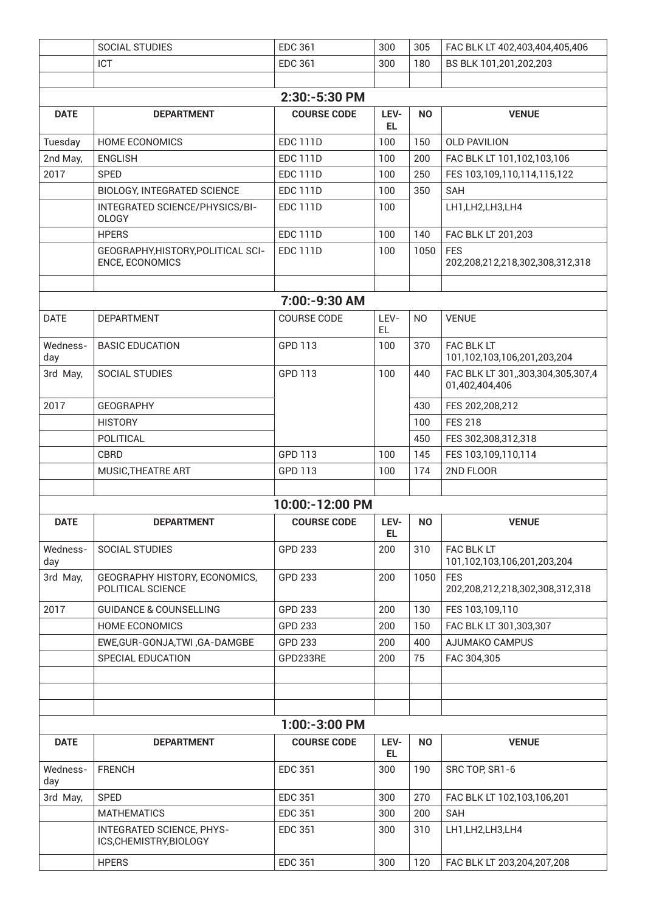| | SOCIAL STUDIES | EDC 361 | 300 | 305 | FAC BLK LT 402,403,404,405,406 |
|---|---|---|---|---|---|
| | ICT | EDC 361 | 300 | 180 | BS BLK 101,201,202,203 |
| | | | | | |

**2:30:-5:30 PM**

| DATE | DEPARTMENT | COURSE CODE | LEVEL | NO | VENUE |
|---|---|---|---|---|---|
| Tuesday | HOME ECONOMICS | EDC 111D | 100 | 150 | OLD PAVILION |
| 2nd May, | ENGLISH | EDC 111D | 100 | 200 | FAC BLK LT 101,102,103,106 |
| 2017 | SPED | EDC 111D | 100 | 250 | FES 103,109,110,114,115,122 |
| | BIOLOGY, INTEGRATED SCIENCE | EDC 111D | 100 | 350 | SAH |
| | INTEGRATED SCIENCE/PHYSICS/BIOLOGY | EDC 111D | 100 | | LH1,LH2,LH3,LH4 |
| | HPERS | EDC 111D | 100 | 140 | FAC BLK LT 201,203 |
| | GEOGRAPHY,HISTORY,POLITICAL SCIENCE, ECONOMICS | EDC 111D | 100 | 1050 | FES 202,208,212,218,302,308,312,318 |
| | | | | | |

**7:00:-9:30 AM**

| DATE | DEPARTMENT | COURSE CODE | LEVEL | NO | VENUE |
|---|---|---|---|---|---|
| Wednessday | BASIC EDUCATION | GPD 113 | 100 | 370 | FAC BLK LT 101,102,103,106,201,203,204 |
| 3rd May, | SOCIAL STUDIES | GPD 113 | 100 | 440 | FAC BLK LT 301,,303,304,305,307,401,402,404,406 |
| 2017 | GEOGRAPHY | | | 430 | FES 202,208,212 |
| | HISTORY | | | 100 | FES 218 |
| | POLITICAL | | | 450 | FES 302,308,312,318 |
| | CBRD | GPD 113 | 100 | 145 | FES 103,109,110,114 |
| | MUSIC,THEATRE ART | GPD 113 | 100 | 174 | 2ND FLOOR |
| | | | | | |

**10:00:-12:00 PM**

| DATE | DEPARTMENT | COURSE CODE | LEVEL | NO | VENUE |
|---|---|---|---|---|---|
| Wednessday | SOCIAL STUDIES | GPD 233 | 200 | 310 | FAC BLK LT 101,102,103,106,201,203,204 |
| 3rd May, | GEOGRAPHY HISTORY, ECONOMICS, POLITICAL SCIENCE | GPD 233 | 200 | 1050 | FES 202,208,212,218,302,308,312,318 |
| 2017 | GUIDANCE & COUNSELLING | GPD 233 | 200 | 130 | FES 103,109,110 |
| | HOME ECONOMICS | GPD 233 | 200 | 150 | FAC BLK LT 301,303,307 |
| | EWE,GUR-GONJA,TWI ,GA-DAMGBE | GPD 233 | 200 | 400 | AJUMAKO CAMPUS |
| | SPECIAL EDUCATION | GPD233RE | 200 | 75 | FAC 304,305 |
| | | | | | |
| | | | | | |
| | | | | | |

**1:00:-3:00 PM**

| DATE | DEPARTMENT | COURSE CODE | LEVEL | NO | VENUE |
|---|---|---|---|---|---|
| Wednessday | FRENCH | EDC 351 | 300 | 190 | SRC TOP, SR1-6 |
| 3rd May, | SPED | EDC 351 | 300 | 270 | FAC BLK LT 102,103,106,201 |
| | MATHEMATICS | EDC 351 | 300 | 200 | SAH |
| | INTEGRATED SCIENCE, PHYSICS,CHEMISTRY,BIOLOGY | EDC 351 | 300 | 310 | LH1,LH2,LH3,LH4 |
| | HPERS | EDC 351 | 300 | 120 | FAC BLK LT 203,204,207,208 |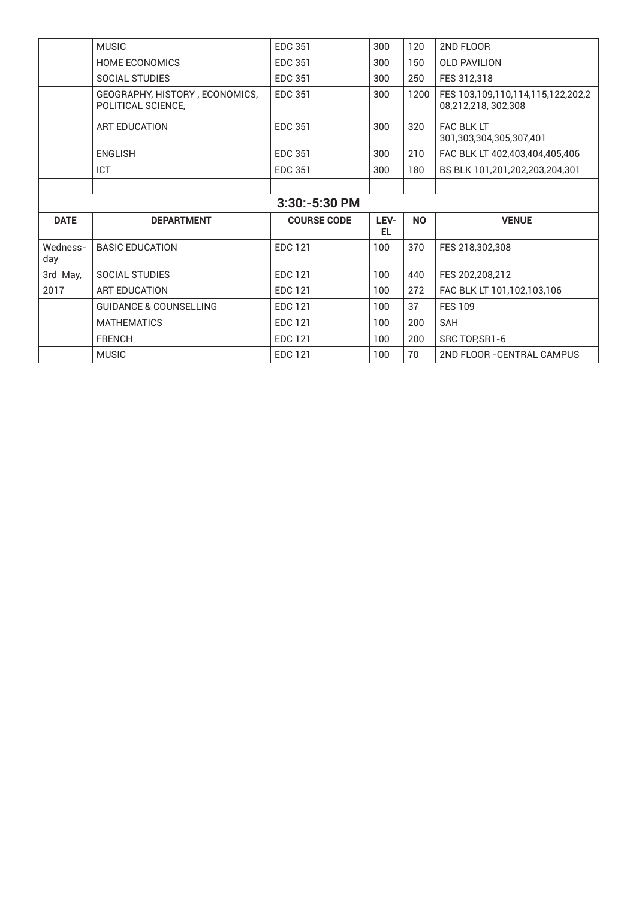| | | | | | |
|---|---|---|---|---|---|
| | MUSIC | EDC 351 | 300 | 120 | 2ND FLOOR |
| | HOME ECONOMICS | EDC 351 | 300 | 150 | OLD PAVILION |
| | SOCIAL STUDIES | EDC 351 | 300 | 250 | FES 312,318 |
| | GEOGRAPHY, HISTORY , ECONOMICS, POLITICAL SCIENCE, | EDC 351 | 300 | 1200 | FES 103,109,110,114,115,122,202,208,212,218, 302,308 |
| | ART EDUCATION | EDC 351 | 300 | 320 | FAC BLK LT 301,303,304,305,307,401 |
| | ENGLISH | EDC 351 | 300 | 210 | FAC BLK LT 402,403,404,405,406 |
| | ICT | EDC 351 | 300 | 180 | BS BLK 101,201,202,203,204,301 |
| | | | | | |

## 3:30:-5:30 PM

| DATE | DEPARTMENT | COURSE CODE | LEVEL | NO | VENUE |
|---|---|---|---|---|---|
| Wednessday | BASIC EDUCATION | EDC 121 | 100 | 370 | FES 218,302,308 |
| 3rd May, | SOCIAL STUDIES | EDC 121 | 100 | 440 | FES 202,208,212 |
| 2017 | ART EDUCATION | EDC 121 | 100 | 272 | FAC BLK LT 101,102,103,106 |
| | GUIDANCE & COUNSELLING | EDC 121 | 100 | 37 | FES 109 |
| | MATHEMATICS | EDC 121 | 100 | 200 | SAH |
| | FRENCH | EDC 121 | 100 | 200 | SRC TOP,SR1-6 |
| | MUSIC | EDC 121 | 100 | 70 | 2ND FLOOR -CENTRAL CAMPUS |